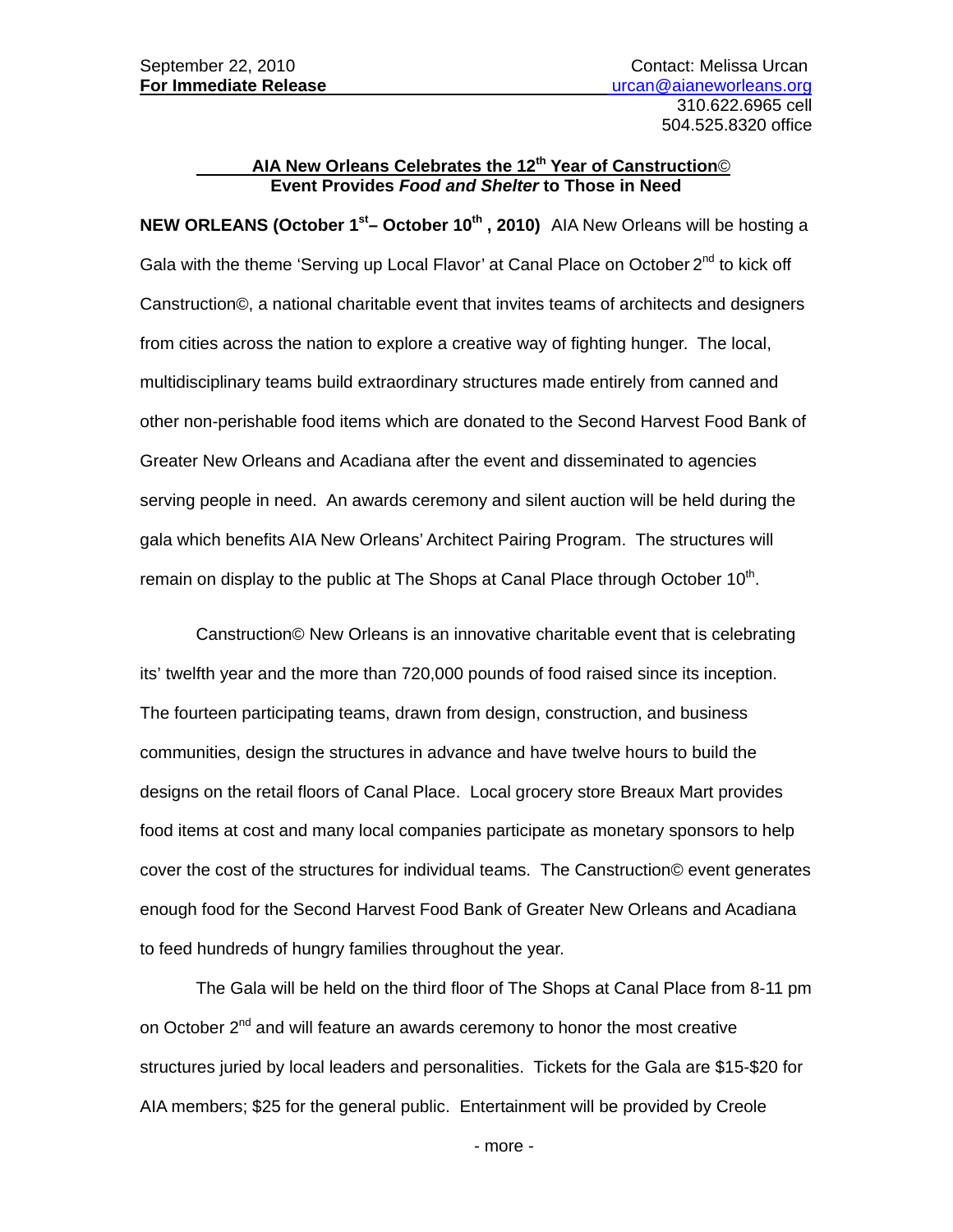September 22, 2010
**For Immediate Release**

Contact: Melissa Urcan
urcan@aianeworleans.org
310.622.6965 cell
504.525.8320 office

## AIA New Orleans Celebrates the 12th Year of Canstruction©
### Event Provides *Food and Shelter* to Those in Need

**NEW ORLEANS (October 1st– October 10th , 2010)** AIA New Orleans will be hosting a Gala with the theme 'Serving up Local Flavor' at Canal Place on October 2nd to kick off Canstruction©, a national charitable event that invites teams of architects and designers from cities across the nation to explore a creative way of fighting hunger. The local, multidisciplinary teams build extraordinary structures made entirely from canned and other non-perishable food items which are donated to the Second Harvest Food Bank of Greater New Orleans and Acadiana after the event and disseminated to agencies serving people in need. An awards ceremony and silent auction will be held during the gala which benefits AIA New Orleans' Architect Pairing Program. The structures will remain on display to the public at The Shops at Canal Place through October 10th.

Canstruction© New Orleans is an innovative charitable event that is celebrating its' twelfth year and the more than 720,000 pounds of food raised since its inception. The fourteen participating teams, drawn from design, construction, and business communities, design the structures in advance and have twelve hours to build the designs on the retail floors of Canal Place. Local grocery store Breaux Mart provides food items at cost and many local companies participate as monetary sponsors to help cover the cost of the structures for individual teams. The Canstruction© event generates enough food for the Second Harvest Food Bank of Greater New Orleans and Acadiana to feed hundreds of hungry families throughout the year.

The Gala will be held on the third floor of The Shops at Canal Place from 8-11 pm on October 2nd and will feature an awards ceremony to honor the most creative structures juried by local leaders and personalities. Tickets for the Gala are $15-$20 for AIA members; $25 for the general public. Entertainment will be provided by Creole

- more -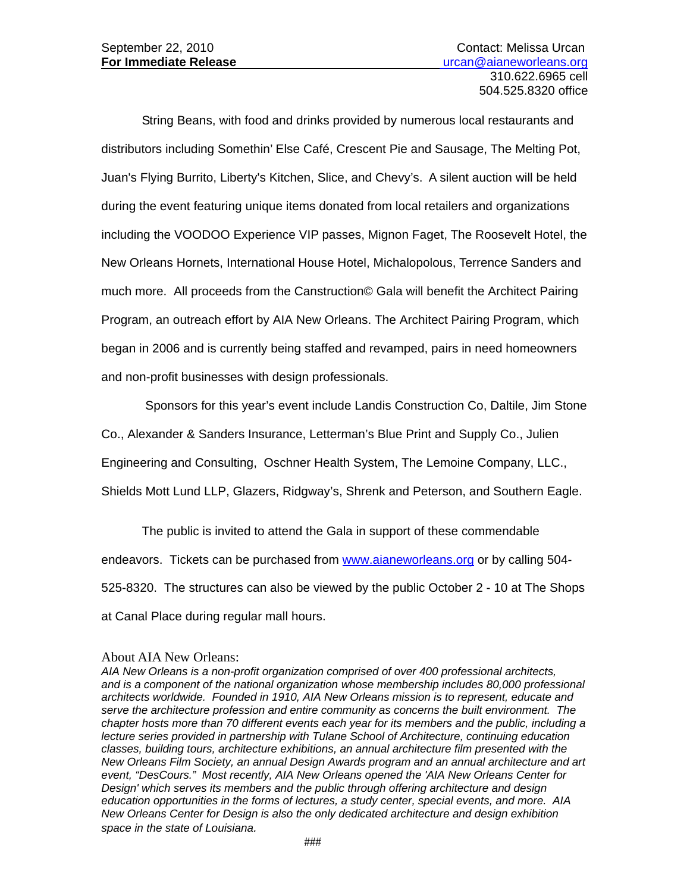September 22, 2010
**For Immediate Release**

Contact: Melissa Urcan
urcan@aianeworleans.org
310.622.6965 cell
504.525.8320 office

String Beans, with food and drinks provided by numerous local restaurants and distributors including Somethin' Else Café, Crescent Pie and Sausage, The Melting Pot, Juan's Flying Burrito, Liberty's Kitchen, Slice, and Chevy's. A silent auction will be held during the event featuring unique items donated from local retailers and organizations including the VOODOO Experience VIP passes, Mignon Faget, The Roosevelt Hotel, the New Orleans Hornets, International House Hotel, Michalopolous, Terrence Sanders and much more. All proceeds from the Canstruction© Gala will benefit the Architect Pairing Program, an outreach effort by AIA New Orleans. The Architect Pairing Program, which began in 2006 and is currently being staffed and revamped, pairs in need homeowners and non-profit businesses with design professionals.

Sponsors for this year's event include Landis Construction Co, Daltile, Jim Stone Co., Alexander & Sanders Insurance, Letterman's Blue Print and Supply Co., Julien Engineering and Consulting, Oschner Health System, The Lemoine Company, LLC., Shields Mott Lund LLP, Glazers, Ridgway's, Shrenk and Peterson, and Southern Eagle.

The public is invited to attend the Gala in support of these commendable endeavors. Tickets can be purchased from www.aianeworleans.org or by calling 504-525-8320. The structures can also be viewed by the public October 2 - 10 at The Shops at Canal Place during regular mall hours.

About AIA New Orleans:

*AIA New Orleans is a non-profit organization comprised of over 400 professional architects, and is a component of the national organization whose membership includes 80,000 professional architects worldwide. Founded in 1910, AIA New Orleans mission is to represent, educate and serve the architecture profession and entire community as concerns the built environment. The chapter hosts more than 70 different events each year for its members and the public, including a lecture series provided in partnership with Tulane School of Architecture, continuing education classes, building tours, architecture exhibitions, an annual architecture film presented with the New Orleans Film Society, an annual Design Awards program and an annual architecture and art event, "DesCours." Most recently, AIA New Orleans opened the 'AIA New Orleans Center for Design' which serves its members and the public through offering architecture and design education opportunities in the forms of lectures, a study center, special events, and more. AIA New Orleans Center for Design is also the only dedicated architecture and design exhibition space in the state of Louisiana.*

###